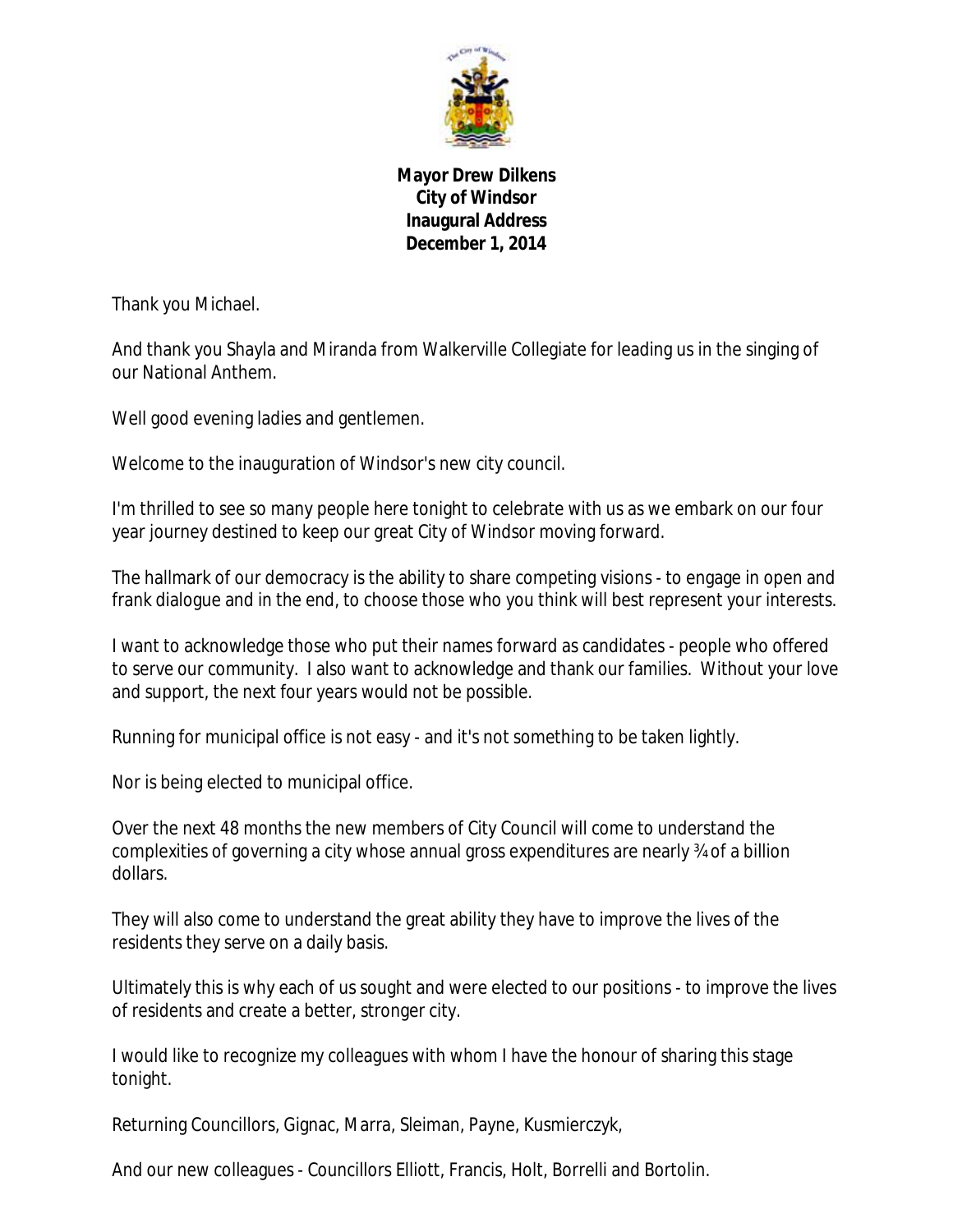**Mayor Drew Dilkens**
**City of Windsor**
**Inaugural Address**
**December 1, 2014**

Thank you Michael.

And thank you Shayla and Miranda from Walkerville Collegiate for leading us in the singing of our National Anthem.

Well good evening ladies and gentlemen.

Welcome to the inauguration of Windsor's new city council.

I'm thrilled to see so many people here tonight to celebrate with us as we embark on our four year journey destined to keep our great City of Windsor moving forward.

The hallmark of our democracy is the ability to share competing visions - to engage in open and frank dialogue and in the end, to choose those who you think will best represent your interests.

I want to acknowledge those who put their names forward as candidates - people who offered to serve our community. I also want to acknowledge and thank our families. Without your love and support, the next four years would not be possible.

Running for municipal office is not easy - and it's not something to be taken lightly.

Nor is being elected to municipal office.

Over the next 48 months the new members of City Council will come to understand the complexities of governing a city whose annual gross expenditures are nearly ¾ of a billion dollars.

They will also come to understand the great ability they have to improve the lives of the residents they serve on a daily basis.

Ultimately this is why each of us sought and were elected to our positions - to improve the lives of residents and create a better, stronger city.

I would like to recognize my colleagues with whom I have the honour of sharing this stage tonight.

Returning Councillors, Gignac, Marra, Sleiman, Payne, Kusmierczyk,

And our new colleagues - Councillors Elliott, Francis, Holt, Borrelli and Bortolin.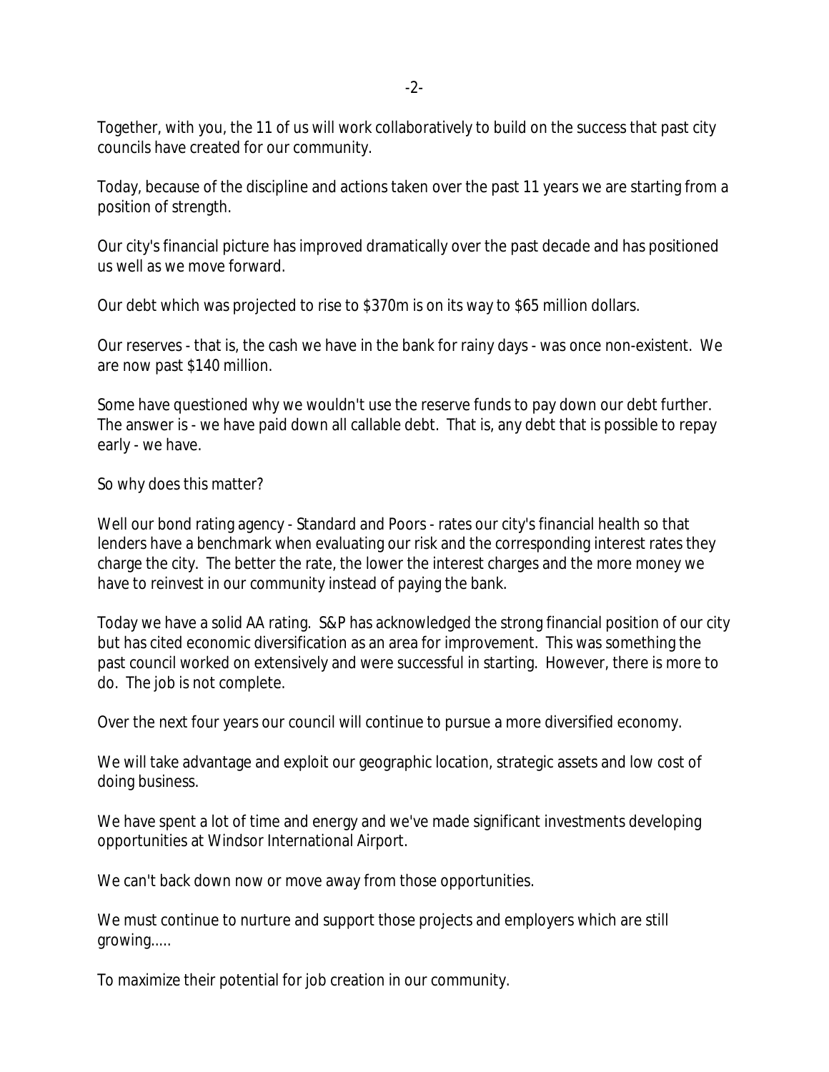Together, with you, the 11 of us will work collaboratively to build on the success that past city councils have created for our community.

Today, because of the discipline and actions taken over the past 11 years we are starting from a position of strength.

Our city's financial picture has improved dramatically over the past decade and has positioned us well as we move forward.

Our debt which was projected to rise to $370m is on its way to $65 million dollars.

Our reserves - that is, the cash we have in the bank for rainy days - was once non-existent. We are now past $140 million.

Some have questioned why we wouldn't use the reserve funds to pay down our debt further. The answer is - we have paid down all callable debt. That is, any debt that is possible to repay early - we have.

So why does this matter?

Well our bond rating agency - Standard and Poors - rates our city's financial health so that lenders have a benchmark when evaluating our risk and the corresponding interest rates they charge the city. The better the rate, the lower the interest charges and the more money we have to reinvest in our community instead of paying the bank.

Today we have a solid AA rating. S&P has acknowledged the strong financial position of our city but has cited economic diversification as an area for improvement. This was something the past council worked on extensively and were successful in starting. However, there is more to do. The job is not complete.

Over the next four years our council will continue to pursue a more diversified economy.

We will take advantage and exploit our geographic location, strategic assets and low cost of doing business.

We have spent a lot of time and energy and we've made significant investments developing opportunities at Windsor International Airport.

We can't back down now or move away from those opportunities.

We must continue to nurture and support those projects and employers which are still growing.....

To maximize their potential for job creation in our community.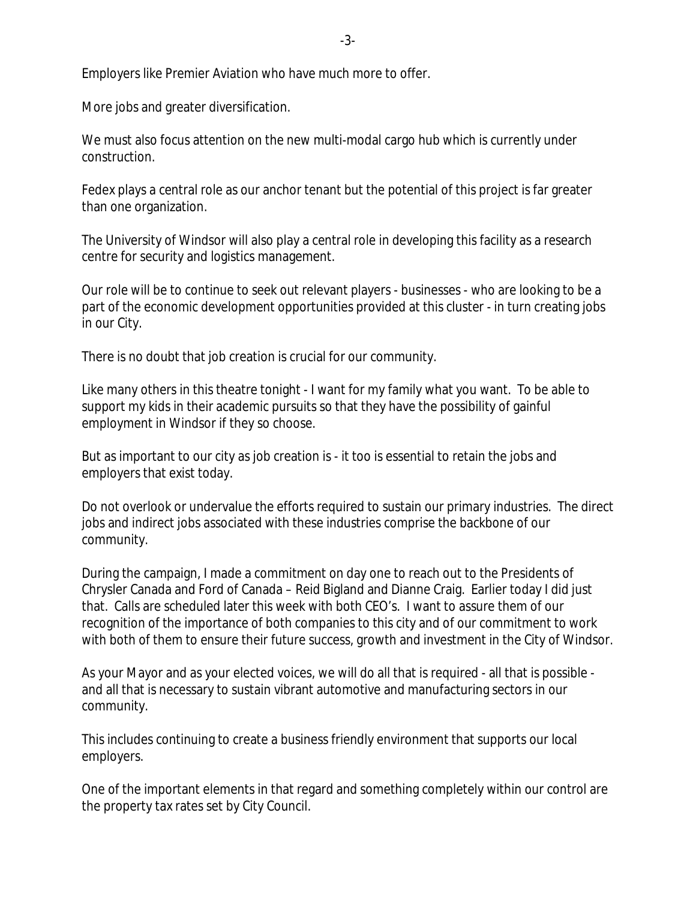Employers like Premier Aviation who have much more to offer.

More jobs and greater diversification.

We must also focus attention on the new multi-modal cargo hub which is currently under construction.

Fedex plays a central role as our anchor tenant but the potential of this project is far greater than one organization.

The University of Windsor will also play a central role in developing this facility as a research centre for security and logistics management.

Our role will be to continue to seek out relevant players - businesses - who are looking to be a part of the economic development opportunities provided at this cluster - in turn creating jobs in our City.

There is no doubt that job creation is crucial for our community.

Like many others in this theatre tonight - I want for my family what you want. To be able to support my kids in their academic pursuits so that they have the possibility of gainful employment in Windsor if they so choose.

But as important to our city as job creation is - it too is essential to retain the jobs and employers that exist today.

Do not overlook or undervalue the efforts required to sustain our primary industries. The direct jobs and indirect jobs associated with these industries comprise the backbone of our community.

During the campaign, I made a commitment on day one to reach out to the Presidents of Chrysler Canada and Ford of Canada – Reid Bigland and Dianne Craig. Earlier today I did just that. Calls are scheduled later this week with both CEO's. I want to assure them of our recognition of the importance of both companies to this city and of our commitment to work with both of them to ensure their future success, growth and investment in the City of Windsor.

As your Mayor and as your elected voices, we will do all that is required - all that is possible - and all that is necessary to sustain vibrant automotive and manufacturing sectors in our community.

This includes continuing to create a business friendly environment that supports our local employers.

One of the important elements in that regard and something completely within our control are the property tax rates set by City Council.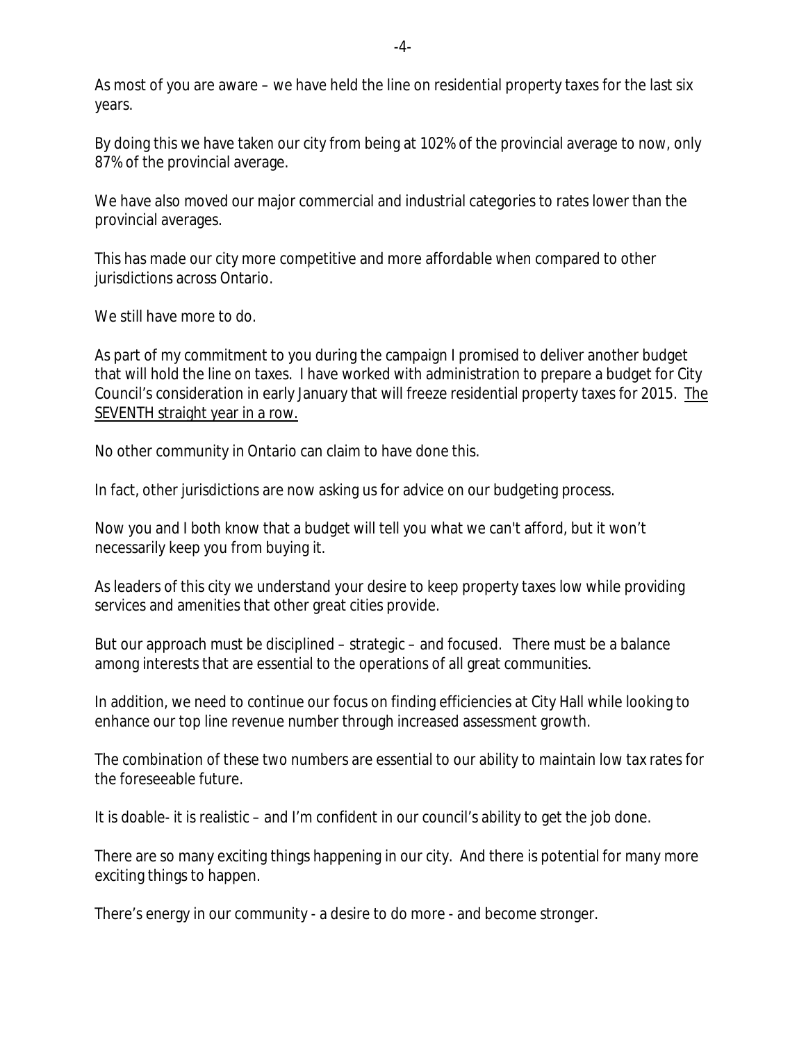As most of you are aware – we have held the line on residential property taxes for the last six years.

By doing this we have taken our city from being at 102% of the provincial average to now, only 87% of the provincial average.

We have also moved our major commercial and industrial categories to rates lower than the provincial averages.

This has made our city more competitive and more affordable when compared to other jurisdictions across Ontario.

We still have more to do.

As part of my commitment to you during the campaign I promised to deliver another budget that will hold the line on taxes. I have worked with administration to prepare a budget for City Council's consideration in early January that will freeze residential property taxes for 2015. <u>The SEVENTH straight year in a row.</u>

No other community in Ontario can claim to have done this.

In fact, other jurisdictions are now asking us for advice on our budgeting process.

Now you and I both know that a budget will tell you what we can't afford, but it won't necessarily keep you from buying it.

As leaders of this city we understand your desire to keep property taxes low while providing services and amenities that other great cities provide.

But our approach must be disciplined – strategic – and focused. There must be a balance among interests that are essential to the operations of all great communities.

In addition, we need to continue our focus on finding efficiencies at City Hall while looking to enhance our top line revenue number through increased assessment growth.

The combination of these two numbers are essential to our ability to maintain low tax rates for the foreseeable future.

It is doable- it is realistic – and I'm confident in our council's ability to get the job done.

There are so many exciting things happening in our city. And there is potential for many more exciting things to happen.

There's energy in our community - a desire to do more - and become stronger.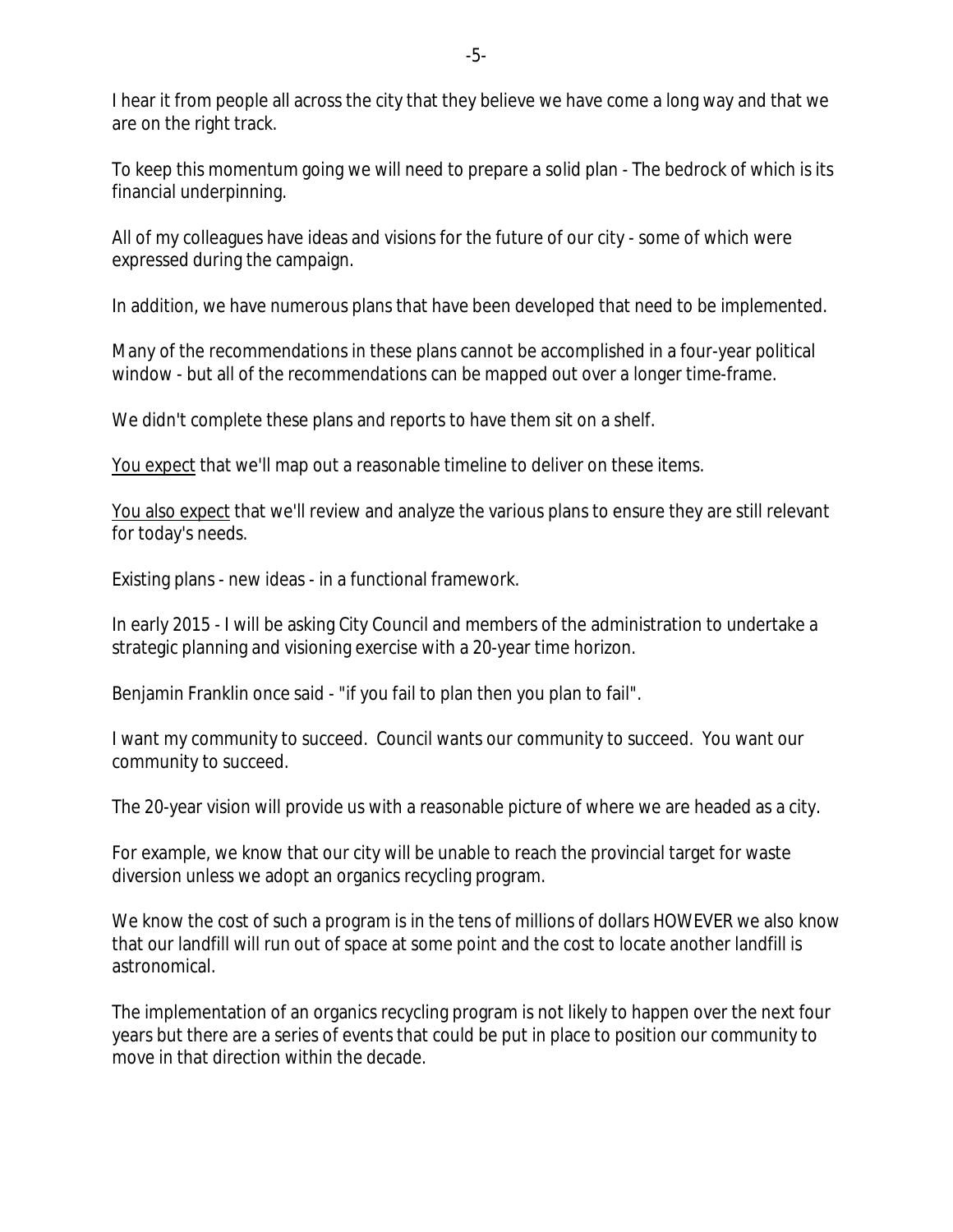I hear it from people all across the city that they believe we have come a long way and that we are on the right track.

To keep this momentum going we will need to prepare a solid plan - The bedrock of which is its financial underpinning.

All of my colleagues have ideas and visions for the future of our city - some of which were expressed during the campaign.

In addition, we have numerous plans that have been developed that need to be implemented.

Many of the recommendations in these plans cannot be accomplished in a four-year political window - but all of the recommendations can be mapped out over a longer time-frame.

We didn't complete these plans and reports to have them sit on a shelf.

<u>You expect</u> that we'll map out a reasonable timeline to deliver on these items.

<u>You also expect</u> that we'll review and analyze the various plans to ensure they are still relevant for today's needs.

Existing plans - new ideas - in a functional framework.

In early 2015 - I will be asking City Council and members of the administration to undertake a strategic planning and visioning exercise with a 20-year time horizon.

Benjamin Franklin once said - "if you fail to plan then you plan to fail".

I want my community to succeed. Council wants our community to succeed. You want our community to succeed.

The 20-year vision will provide us with a reasonable picture of where we are headed as a city.

For example, we know that our city will be unable to reach the provincial target for waste diversion unless we adopt an organics recycling program.

We know the cost of such a program is in the tens of millions of dollars HOWEVER we also know that our landfill will run out of space at some point and the cost to locate another landfill is astronomical.

The implementation of an organics recycling program is not likely to happen over the next four years but there are a series of events that could be put in place to position our community to move in that direction within the decade.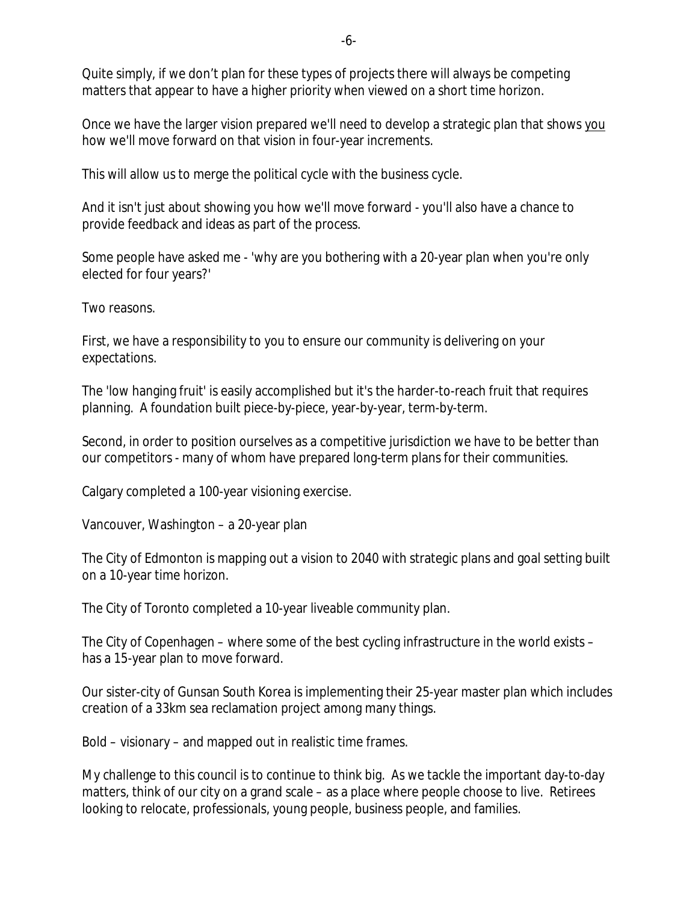Quite simply, if we don't plan for these types of projects there will always be competing matters that appear to have a higher priority when viewed on a short time horizon.

Once we have the larger vision prepared we'll need to develop a strategic plan that shows <u>you</u> how we'll move forward on that vision in four-year increments.

This will allow us to merge the political cycle with the business cycle.

And it isn't just about showing you how we'll move forward - you'll also have a chance to provide feedback and ideas as part of the process.

Some people have asked me - 'why are you bothering with a 20-year plan when you're only elected for four years?'

Two reasons.

First, we have a responsibility to you to ensure our community is delivering on your expectations.

The 'low hanging fruit' is easily accomplished but it's the harder-to-reach fruit that requires planning. A foundation built piece-by-piece, year-by-year, term-by-term.

Second, in order to position ourselves as a competitive jurisdiction we have to be better than our competitors - many of whom have prepared long-term plans for their communities.

Calgary completed a 100-year visioning exercise.

Vancouver, Washington – a 20-year plan

The City of Edmonton is mapping out a vision to 2040 with strategic plans and goal setting built on a 10-year time horizon.

The City of Toronto completed a 10-year liveable community plan.

The City of Copenhagen – where some of the best cycling infrastructure in the world exists – has a 15-year plan to move forward.

Our sister-city of Gunsan South Korea is implementing their 25-year master plan which includes creation of a 33km sea reclamation project among many things.

Bold – visionary – and mapped out in realistic time frames.

My challenge to this council is to continue to think big. As we tackle the important day-to-day matters, think of our city on a grand scale – as a place where people choose to live. Retirees looking to relocate, professionals, young people, business people, and families.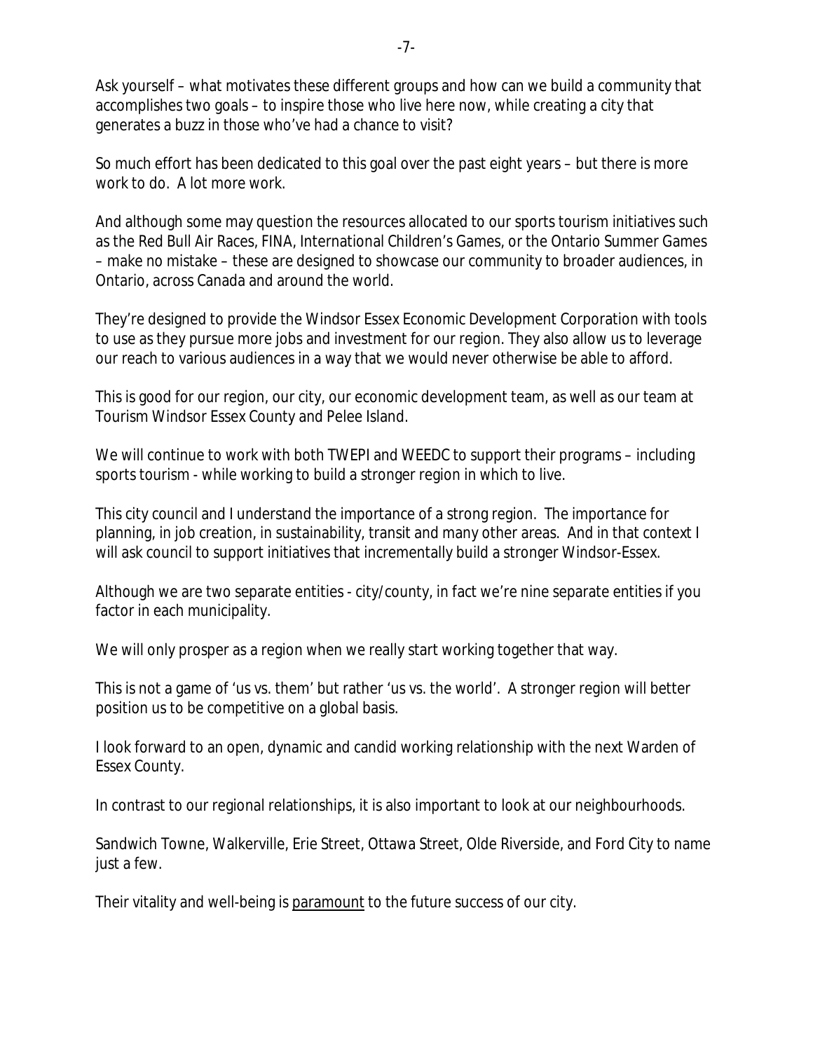Ask yourself – what motivates these different groups and how can we build a community that accomplishes two goals – to inspire those who live here now, while creating a city that generates a buzz in those who've had a chance to visit?

So much effort has been dedicated to this goal over the past eight years – but there is more work to do. A lot more work.

And although some may question the resources allocated to our sports tourism initiatives such as the Red Bull Air Races, FINA, International Children's Games, or the Ontario Summer Games – make no mistake – these are designed to showcase our community to broader audiences, in Ontario, across Canada and around the world.

They're designed to provide the Windsor Essex Economic Development Corporation with tools to use as they pursue more jobs and investment for our region. They also allow us to leverage our reach to various audiences in a way that we would never otherwise be able to afford.

This is good for our region, our city, our economic development team, as well as our team at Tourism Windsor Essex County and Pelee Island.

We will continue to work with both TWEPI and WEEDC to support their programs – including sports tourism - while working to build a stronger region in which to live.

This city council and I understand the importance of a strong region. The importance for planning, in job creation, in sustainability, transit and many other areas. And in that context I will ask council to support initiatives that incrementally build a stronger Windsor-Essex.

Although we are two separate entities - city/county, in fact we're nine separate entities if you factor in each municipality.

We will only prosper as a region when we really start working together that way.

This is not a game of 'us vs. them' but rather 'us vs. the world'. A stronger region will better position us to be competitive on a global basis.

I look forward to an open, dynamic and candid working relationship with the next Warden of Essex County.

In contrast to our regional relationships, it is also important to look at our neighbourhoods.

Sandwich Towne, Walkerville, Erie Street, Ottawa Street, Olde Riverside, and Ford City to name just a few.

Their vitality and well-being is <u>paramount</u> to the future success of our city.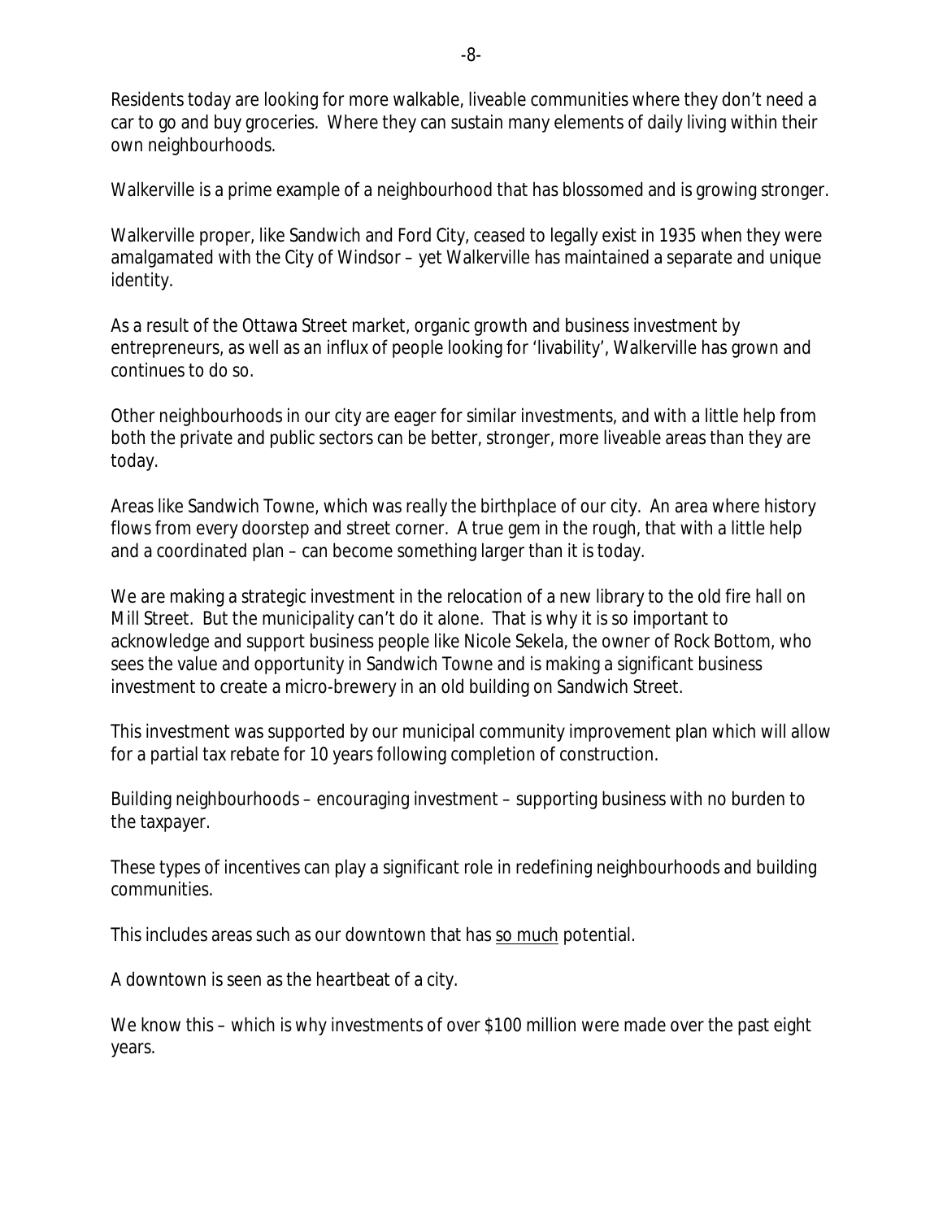Residents today are looking for more walkable, liveable communities where they don't need a car to go and buy groceries. Where they can sustain many elements of daily living within their own neighbourhoods.

Walkerville is a prime example of a neighbourhood that has blossomed and is growing stronger.

Walkerville proper, like Sandwich and Ford City, ceased to legally exist in 1935 when they were amalgamated with the City of Windsor – yet Walkerville has maintained a separate and unique identity.

As a result of the Ottawa Street market, organic growth and business investment by entrepreneurs, as well as an influx of people looking for 'livability', Walkerville has grown and continues to do so.

Other neighbourhoods in our city are eager for similar investments, and with a little help from both the private and public sectors can be better, stronger, more liveable areas than they are today.

Areas like Sandwich Towne, which was really the birthplace of our city. An area where history flows from every doorstep and street corner. A true gem in the rough, that with a little help and a coordinated plan – can become something larger than it is today.

We are making a strategic investment in the relocation of a new library to the old fire hall on Mill Street. But the municipality can't do it alone. That is why it is so important to acknowledge and support business people like Nicole Sekela, the owner of Rock Bottom, who sees the value and opportunity in Sandwich Towne and is making a significant business investment to create a micro-brewery in an old building on Sandwich Street.

This investment was supported by our municipal community improvement plan which will allow for a partial tax rebate for 10 years following completion of construction.

Building neighbourhoods – encouraging investment – supporting business with no burden to the taxpayer.

These types of incentives can play a significant role in redefining neighbourhoods and building communities.

This includes areas such as our downtown that has <u>so much</u> potential.

A downtown is seen as the heartbeat of a city.

We know this – which is why investments of over $100 million were made over the past eight years.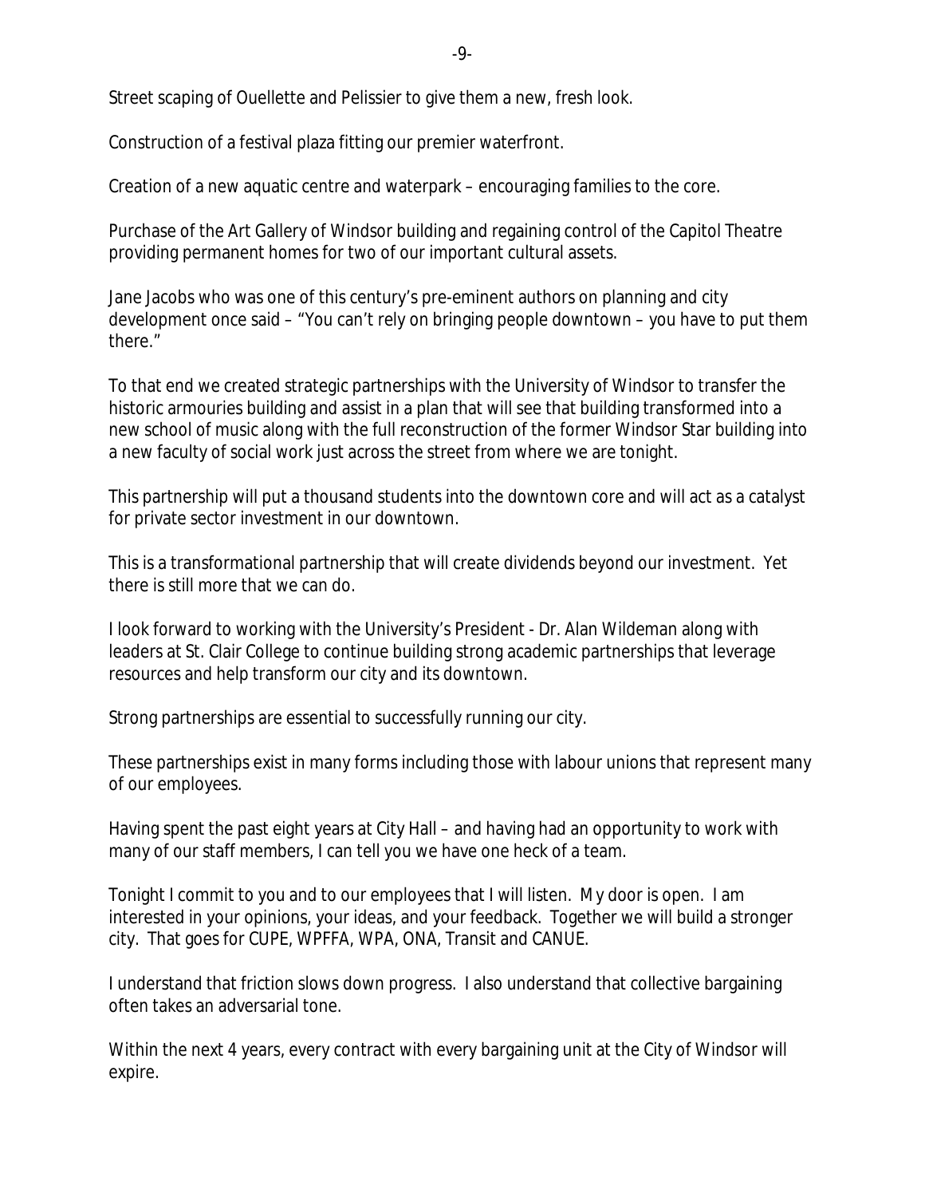Street scaping of Ouellette and Pelissier to give them a new, fresh look.

Construction of a festival plaza fitting our premier waterfront.

Creation of a new aquatic centre and waterpark – encouraging families to the core.

Purchase of the Art Gallery of Windsor building and regaining control of the Capitol Theatre providing permanent homes for two of our important cultural assets.

Jane Jacobs who was one of this century's pre-eminent authors on planning and city development once said – "You can't rely on bringing people downtown – you have to put them there."

To that end we created strategic partnerships with the University of Windsor to transfer the historic armouries building and assist in a plan that will see that building transformed into a new school of music along with the full reconstruction of the former Windsor Star building into a new faculty of social work just across the street from where we are tonight.

This partnership will put a thousand students into the downtown core and will act as a catalyst for private sector investment in our downtown.

This is a transformational partnership that will create dividends beyond our investment. Yet there is still more that we can do.

I look forward to working with the University's President - Dr. Alan Wildeman along with leaders at St. Clair College to continue building strong academic partnerships that leverage resources and help transform our city and its downtown.

Strong partnerships are essential to successfully running our city.

These partnerships exist in many forms including those with labour unions that represent many of our employees.

Having spent the past eight years at City Hall – and having had an opportunity to work with many of our staff members, I can tell you we have one heck of a team.

Tonight I commit to you and to our employees that I will listen. My door is open. I am interested in your opinions, your ideas, and your feedback. Together we will build a stronger city. That goes for CUPE, WPFFA, WPA, ONA, Transit and CANUE.

I understand that friction slows down progress. I also understand that collective bargaining often takes an adversarial tone.

Within the next 4 years, every contract with every bargaining unit at the City of Windsor will expire.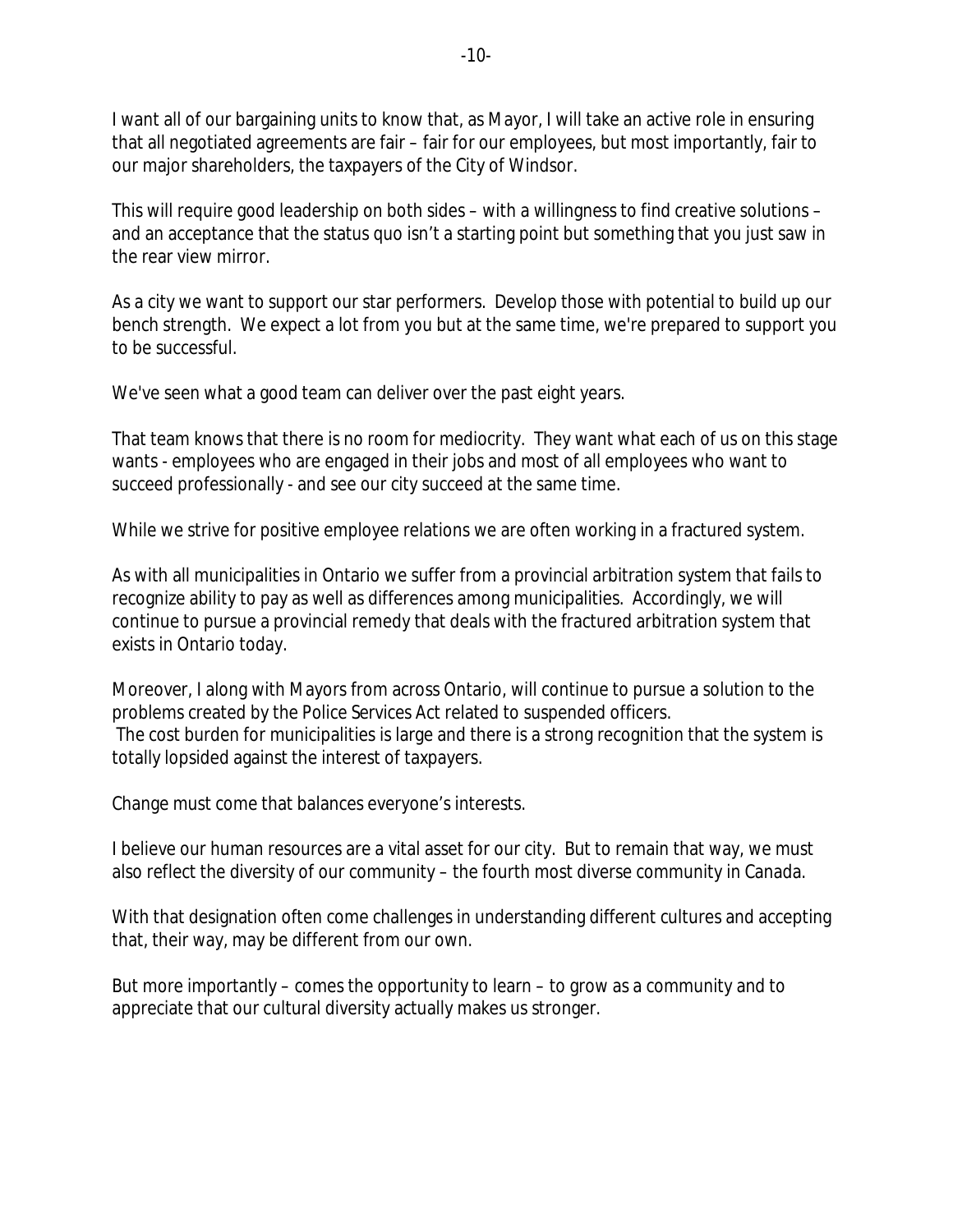I want all of our bargaining units to know that, as Mayor, I will take an active role in ensuring that all negotiated agreements are fair – fair for our employees, but most importantly, fair to our major shareholders, the taxpayers of the City of Windsor.

This will require good leadership on both sides – with a willingness to find creative solutions – and an acceptance that the status quo isn't a starting point but something that you just saw in the rear view mirror.

As a city we want to support our star performers. Develop those with potential to build up our bench strength. We expect a lot from you but at the same time, we're prepared to support you to be successful.

We've seen what a good team can deliver over the past eight years.

That team knows that there is no room for mediocrity. They want what each of us on this stage wants - employees who are engaged in their jobs and most of all employees who want to succeed professionally - and see our city succeed at the same time.

While we strive for positive employee relations we are often working in a fractured system.

As with all municipalities in Ontario we suffer from a provincial arbitration system that fails to recognize ability to pay as well as differences among municipalities. Accordingly, we will continue to pursue a provincial remedy that deals with the fractured arbitration system that exists in Ontario today.

Moreover, I along with Mayors from across Ontario, will continue to pursue a solution to the problems created by the Police Services Act related to suspended officers. The cost burden for municipalities is large and there is a strong recognition that the system is totally lopsided against the interest of taxpayers.

Change must come that balances everyone's interests.

I believe our human resources are a vital asset for our city. But to remain that way, we must also reflect the diversity of our community – the fourth most diverse community in Canada.

With that designation often come challenges in understanding different cultures and accepting that, their way, may be different from our own.

But more importantly – comes the opportunity to learn – to grow as a community and to appreciate that our cultural diversity actually makes us stronger.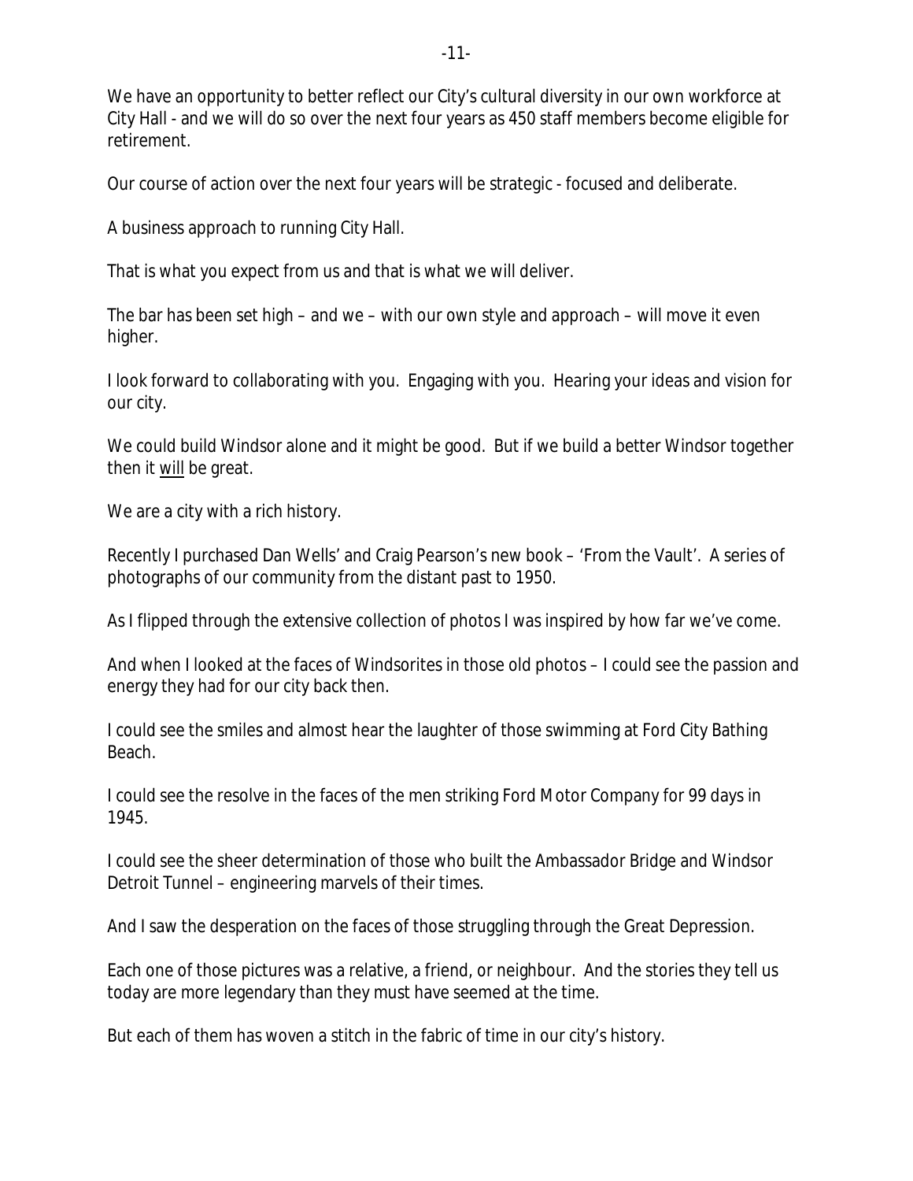We have an opportunity to better reflect our City's cultural diversity in our own workforce at City Hall - and we will do so over the next four years as 450 staff members become eligible for retirement.

Our course of action over the next four years will be strategic - focused and deliberate.

A business approach to running City Hall.

That is what you expect from us and that is what we will deliver.

The bar has been set high – and we – with our own style and approach – will move it even higher.

I look forward to collaborating with you. Engaging with you. Hearing your ideas and vision for our city.

We could build Windsor alone and it might be good. But if we build a better Windsor together then it <u>will</u> be great.

We are a city with a rich history.

Recently I purchased Dan Wells' and Craig Pearson's new book – 'From the Vault'. A series of photographs of our community from the distant past to 1950.

As I flipped through the extensive collection of photos I was inspired by how far we've come.

And when I looked at the faces of Windsorites in those old photos – I could see the passion and energy they had for our city back then.

I could see the smiles and almost hear the laughter of those swimming at Ford City Bathing Beach.

I could see the resolve in the faces of the men striking Ford Motor Company for 99 days in 1945.

I could see the sheer determination of those who built the Ambassador Bridge and Windsor Detroit Tunnel – engineering marvels of their times.

And I saw the desperation on the faces of those struggling through the Great Depression.

Each one of those pictures was a relative, a friend, or neighbour. And the stories they tell us today are more legendary than they must have seemed at the time.

But each of them has woven a stitch in the fabric of time in our city's history.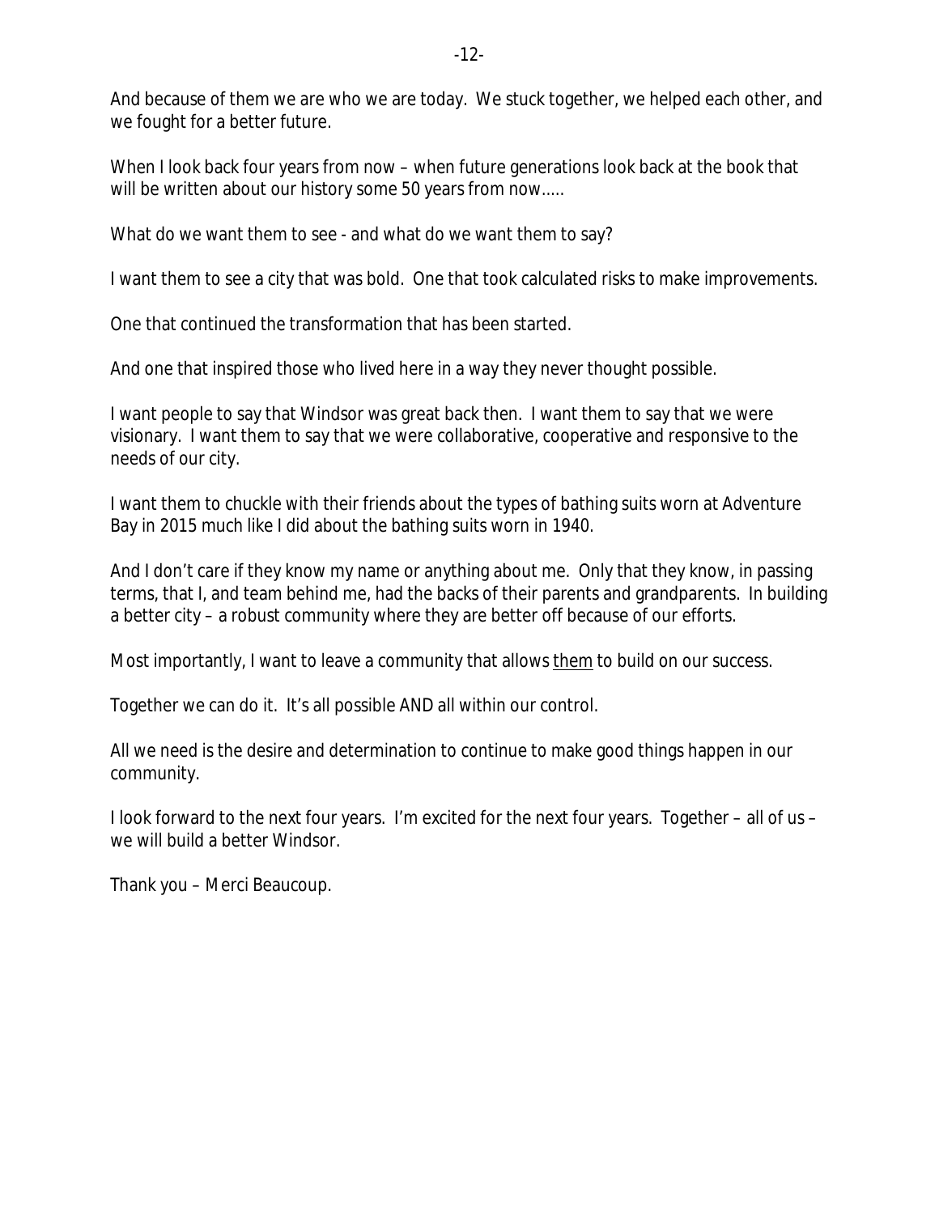And because of them we are who we are today. We stuck together, we helped each other, and we fought for a better future.

When I look back four years from now – when future generations look back at the book that will be written about our history some 50 years from now.....

What do we want them to see - and what do we want them to say?

I want them to see a city that was bold. One that took calculated risks to make improvements.

One that continued the transformation that has been started.

And one that inspired those who lived here in a way they never thought possible.

I want people to say that Windsor was great back then. I want them to say that we were visionary. I want them to say that we were collaborative, cooperative and responsive to the needs of our city.

I want them to chuckle with their friends about the types of bathing suits worn at Adventure Bay in 2015 much like I did about the bathing suits worn in 1940.

And I don't care if they know my name or anything about me. Only that they know, in passing terms, that I, and team behind me, had the backs of their parents and grandparents. In building a better city – a robust community where they are better off because of our efforts.

Most importantly, I want to leave a community that allows <u>them</u> to build on our success.

Together we can do it. It's all possible AND all within our control.

All we need is the desire and determination to continue to make good things happen in our community.

I look forward to the next four years. I'm excited for the next four years. Together – all of us – we will build a better Windsor.

Thank you – Merci Beaucoup.